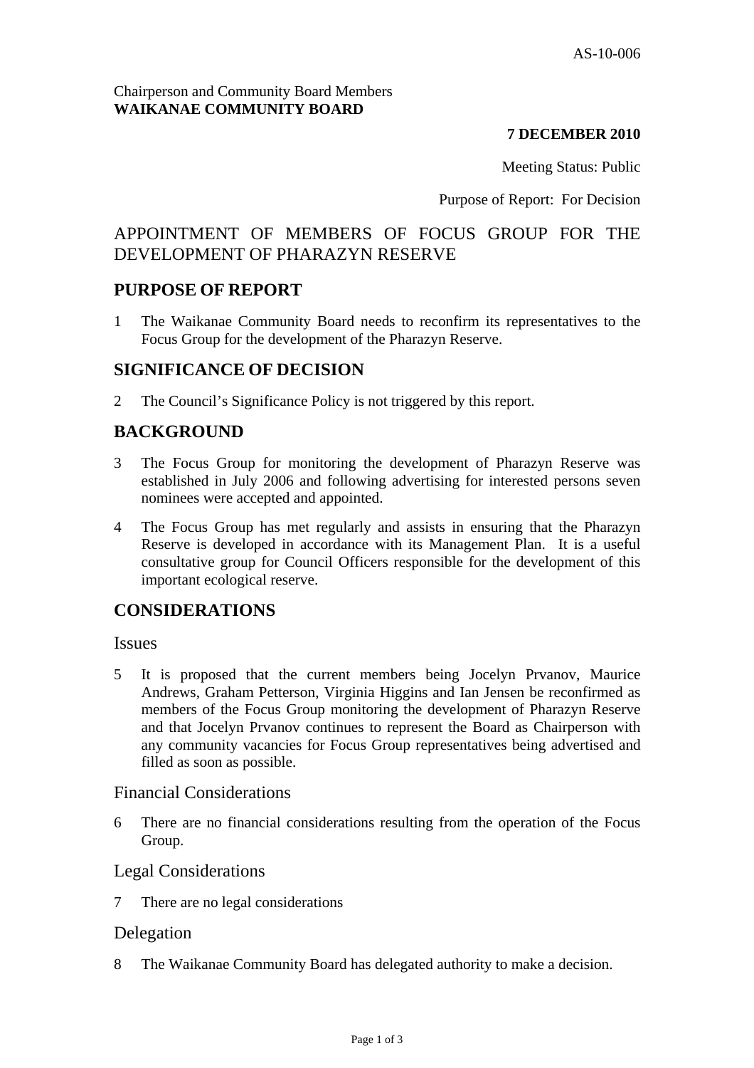AS-10-006

Chairperson and Community Board Members
**WAIKANAE COMMUNITY BOARD**

**7 DECEMBER 2010**

Meeting Status: Public

Purpose of Report: For Decision

# APPOINTMENT OF MEMBERS OF FOCUS GROUP FOR THE DEVELOPMENT OF PHARAZYN RESERVE

## PURPOSE OF REPORT

1 The Waikanae Community Board needs to reconfirm its representatives to the Focus Group for the development of the Pharazyn Reserve.

## SIGNIFICANCE OF DECISION

2 The Council's Significance Policy is not triggered by this report.

## BACKGROUND

3 The Focus Group for monitoring the development of Pharazyn Reserve was established in July 2006 and following advertising for interested persons seven nominees were accepted and appointed.

4 The Focus Group has met regularly and assists in ensuring that the Pharazyn Reserve is developed in accordance with its Management Plan. It is a useful consultative group for Council Officers responsible for the development of this important ecological reserve.

## CONSIDERATIONS

### Issues

5 It is proposed that the current members being Jocelyn Prvanov, Maurice Andrews, Graham Petterson, Virginia Higgins and Ian Jensen be reconfirmed as members of the Focus Group monitoring the development of Pharazyn Reserve and that Jocelyn Prvanov continues to represent the Board as Chairperson with any community vacancies for Focus Group representatives being advertised and filled as soon as possible.

### Financial Considerations

6 There are no financial considerations resulting from the operation of the Focus Group.

### Legal Considerations

7 There are no legal considerations

### Delegation

8 The Waikanae Community Board has delegated authority to make a decision.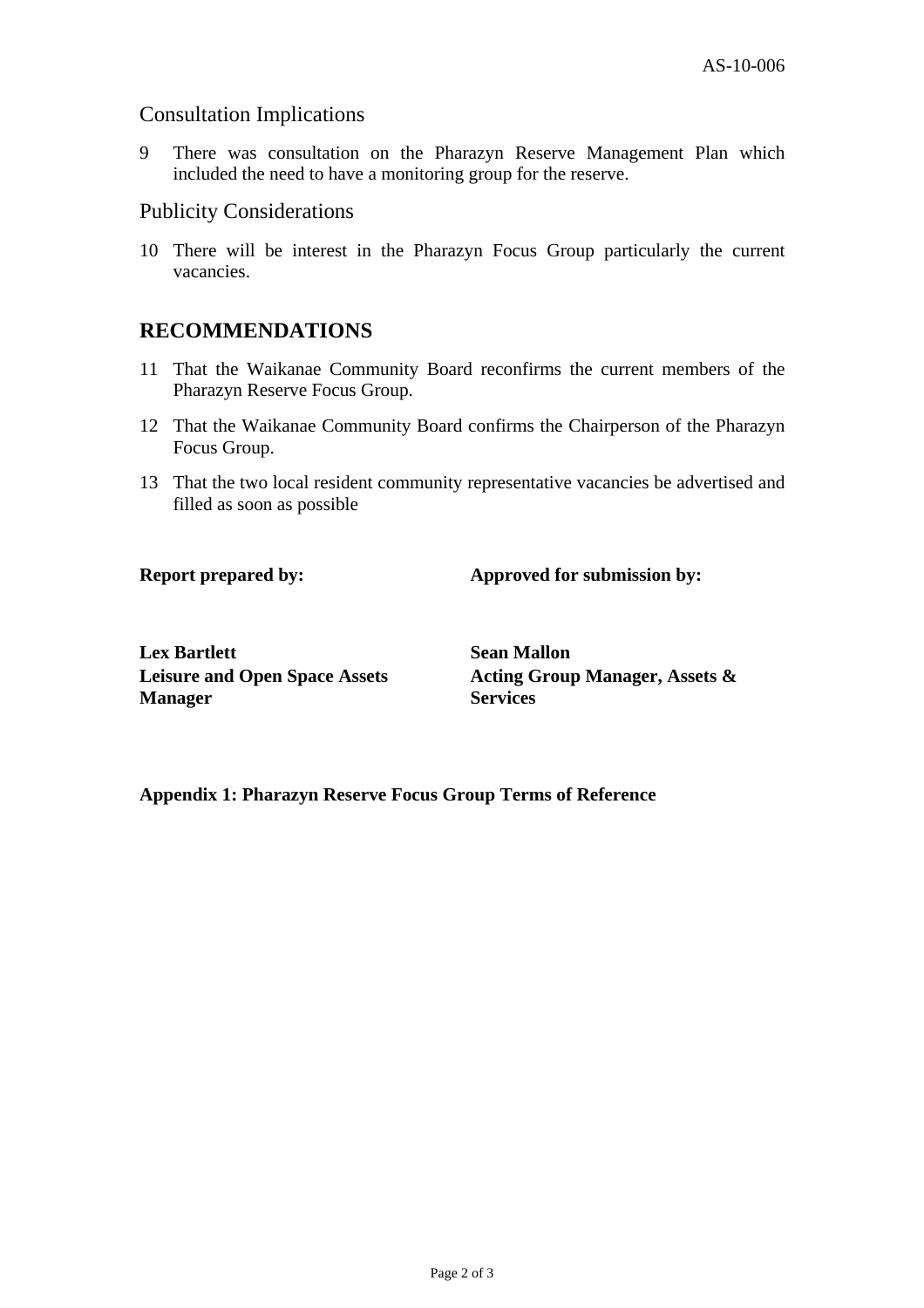## Consultation Implications

9 There was consultation on the Pharazyn Reserve Management Plan which included the need to have a monitoring group for the reserve.

## Publicity Considerations

10 There will be interest in the Pharazyn Focus Group particularly the current vacancies.

# RECOMMENDATIONS

11 That the Waikanae Community Board reconfirms the current members of the Pharazyn Reserve Focus Group.

12 That the Waikanae Community Board confirms the Chairperson of the Pharazyn Focus Group.

13 That the two local resident community representative vacancies be advertised and filled as soon as possible

| **Report prepared by:** | **Approved for submission by:** |
|---|---|
| **Lex Bartlett** | **Sean Mallon** |
| **Leisure and Open Space Assets Manager** | **Acting Group Manager, Assets & Services** |

**Appendix 1: Pharazyn Reserve Focus Group Terms of Reference**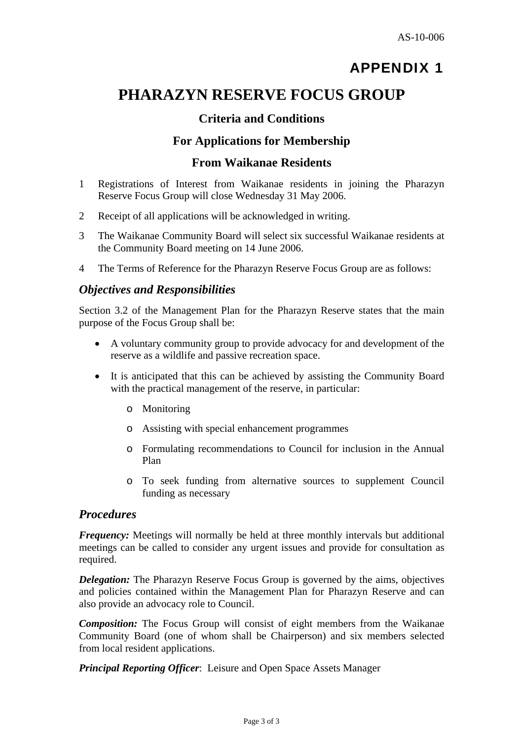AS-10-006

# APPENDIX 1

# PHARAZYN RESERVE FOCUS GROUP

### Criteria and Conditions

### For Applications for Membership

### From Waikanae Residents

1. Registrations of Interest from Waikanae residents in joining the Pharazyn Reserve Focus Group will close Wednesday 31 May 2006.

2. Receipt of all applications will be acknowledged in writing.

3. The Waikanae Community Board will select six successful Waikanae residents at the Community Board meeting on 14 June 2006.

4. The Terms of Reference for the Pharazyn Reserve Focus Group are as follows:

## *Objectives and Responsibilities*

Section 3.2 of the Management Plan for the Pharazyn Reserve states that the main purpose of the Focus Group shall be:

- A voluntary community group to provide advocacy for and development of the reserve as a wildlife and passive recreation space.
- It is anticipated that this can be achieved by assisting the Community Board with the practical management of the reserve, in particular:
  - Monitoring
  - Assisting with special enhancement programmes
  - Formulating recommendations to Council for inclusion in the Annual Plan
  - To seek funding from alternative sources to supplement Council funding as necessary

## *Procedures*

***Frequency:*** Meetings will normally be held at three monthly intervals but additional meetings can be called to consider any urgent issues and provide for consultation as required.

***Delegation:*** The Pharazyn Reserve Focus Group is governed by the aims, objectives and policies contained within the Management Plan for Pharazyn Reserve and can also provide an advocacy role to Council.

***Composition:*** The Focus Group will consist of eight members from the Waikanae Community Board (one of whom shall be Chairperson) and six members selected from local resident applications.

***Principal Reporting Officer***: Leisure and Open Space Assets Manager